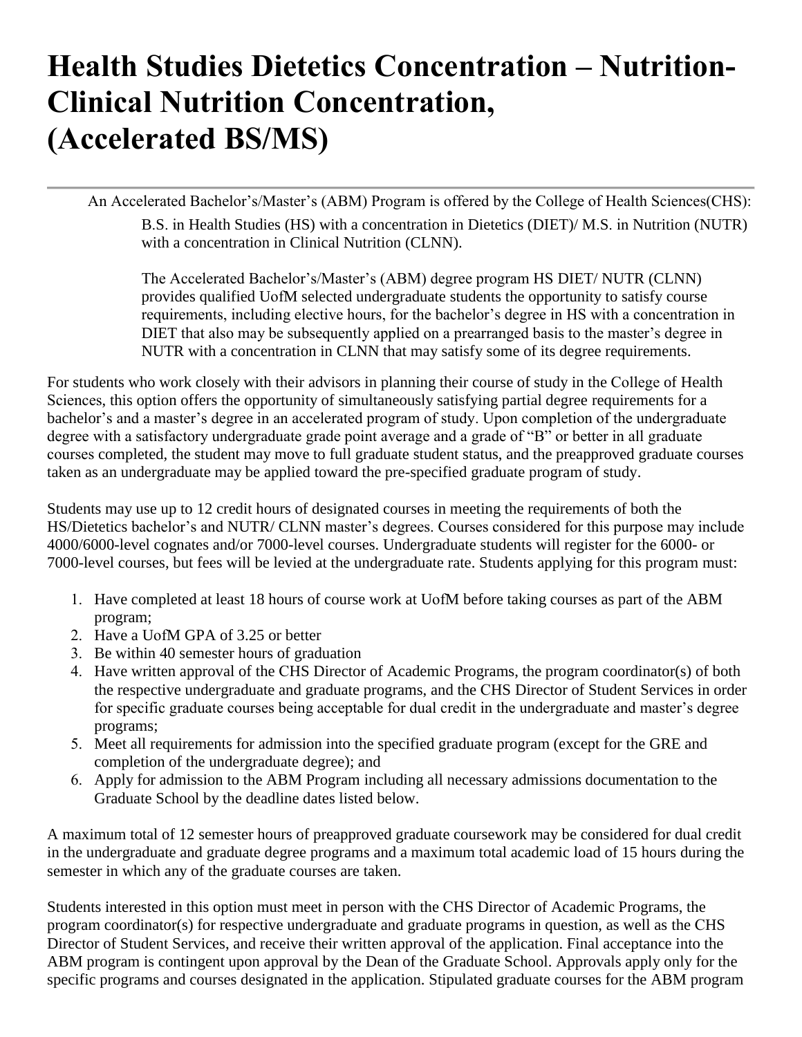# Health Studies Dietetics Concentration – Nutrition-Clinical Nutrition Concentration, (Accelerated BS/MS)

---

An Accelerated Bachelor's/Master's (ABM) Program is offered by the College of Health Sciences(CHS):

> B.S. in Health Studies (HS) with a concentration in Dietetics (DIET)/ M.S. in Nutrition (NUTR) with a concentration in Clinical Nutrition (CLNN).
>
> The Accelerated Bachelor's/Master's (ABM) degree program HS DIET/ NUTR (CLNN) provides qualified UofM selected undergraduate students the opportunity to satisfy course requirements, including elective hours, for the bachelor's degree in HS with a concentration in DIET that also may be subsequently applied on a prearranged basis to the master's degree in NUTR with a concentration in CLNN that may satisfy some of its degree requirements.

For students who work closely with their advisors in planning their course of study in the College of Health Sciences, this option offers the opportunity of simultaneously satisfying partial degree requirements for a bachelor's and a master's degree in an accelerated program of study. Upon completion of the undergraduate degree with a satisfactory undergraduate grade point average and a grade of "B" or better in all graduate courses completed, the student may move to full graduate student status, and the preapproved graduate courses taken as an undergraduate may be applied toward the pre-specified graduate program of study.

Students may use up to 12 credit hours of designated courses in meeting the requirements of both the HS/Dietetics bachelor's and NUTR/ CLNN master's degrees. Courses considered for this purpose may include 4000/6000-level cognates and/or 7000-level courses. Undergraduate students will register for the 6000- or 7000-level courses, but fees will be levied at the undergraduate rate. Students applying for this program must:

1. Have completed at least 18 hours of course work at UofM before taking courses as part of the ABM program;
2. Have a UofM GPA of 3.25 or better
3. Be within 40 semester hours of graduation
4. Have written approval of the CHS Director of Academic Programs, the program coordinator(s) of both the respective undergraduate and graduate programs, and the CHS Director of Student Services in order for specific graduate courses being acceptable for dual credit in the undergraduate and master's degree programs;
5. Meet all requirements for admission into the specified graduate program (except for the GRE and completion of the undergraduate degree); and
6. Apply for admission to the ABM Program including all necessary admissions documentation to the Graduate School by the deadline dates listed below.

A maximum total of 12 semester hours of preapproved graduate coursework may be considered for dual credit in the undergraduate and graduate degree programs and a maximum total academic load of 15 hours during the semester in which any of the graduate courses are taken.

Students interested in this option must meet in person with the CHS Director of Academic Programs, the program coordinator(s) for respective undergraduate and graduate programs in question, as well as the CHS Director of Student Services, and receive their written approval of the application. Final acceptance into the ABM program is contingent upon approval by the Dean of the Graduate School. Approvals apply only for the specific programs and courses designated in the application. Stipulated graduate courses for the ABM program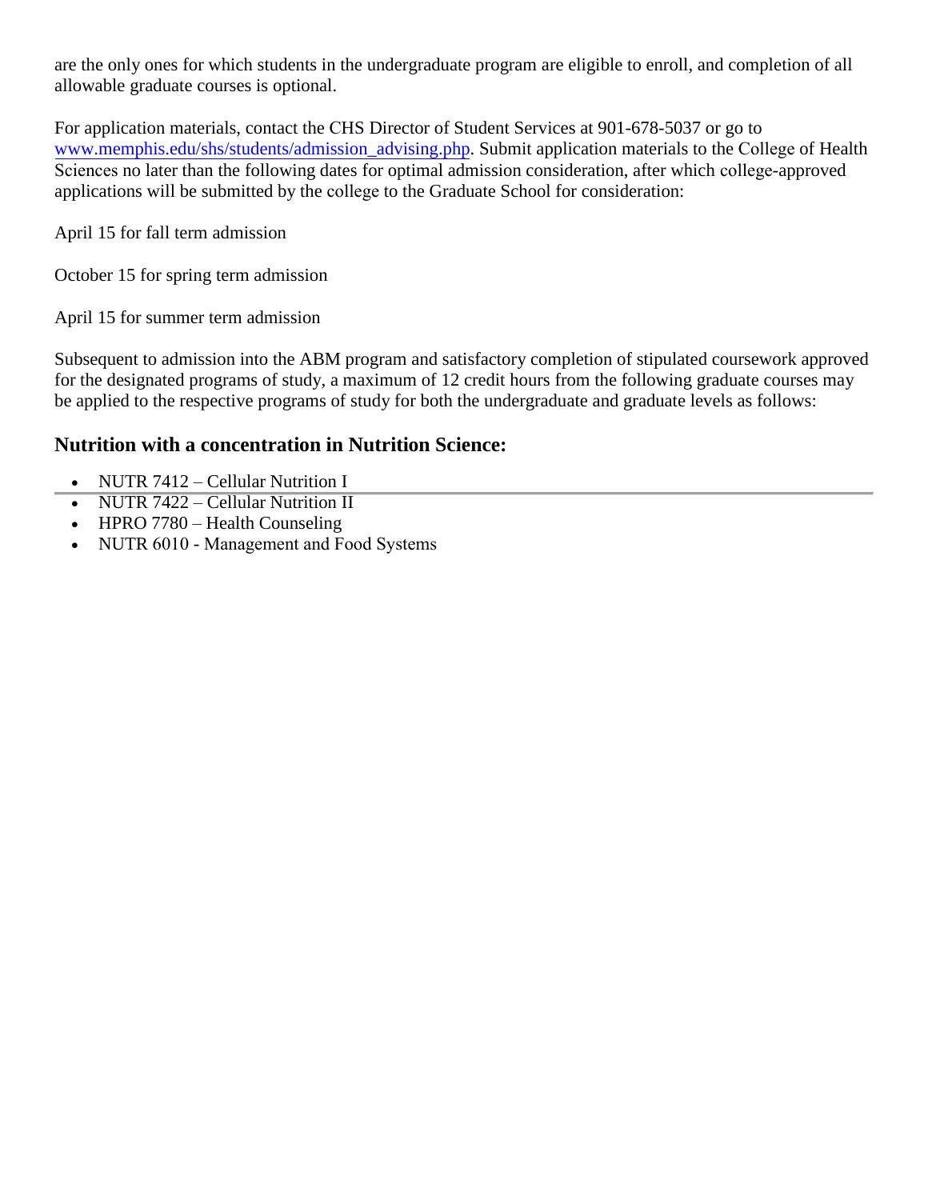are the only ones for which students in the undergraduate program are eligible to enroll, and completion of all allowable graduate courses is optional.

For application materials, contact the CHS Director of Student Services at 901-678-5037 or go to [www.memphis.edu/shs/students/admission_advising.php](www.memphis.edu/shs/students/admission_advising.php). Submit application materials to the College of Health Sciences no later than the following dates for optimal admission consideration, after which college-approved applications will be submitted by the college to the Graduate School for consideration:

April 15 for fall term admission

October 15 for spring term admission

April 15 for summer term admission

Subsequent to admission into the ABM program and satisfactory completion of stipulated coursework approved for the designated programs of study, a maximum of 12 credit hours from the following graduate courses may be applied to the respective programs of study for both the undergraduate and graduate levels as follows:

### Nutrition with a concentration in Nutrition Science:

- NUTR 7412 – Cellular Nutrition I
- NUTR 7422 – Cellular Nutrition II
- HPRO 7780 – Health Counseling
- NUTR 6010 - Management and Food Systems